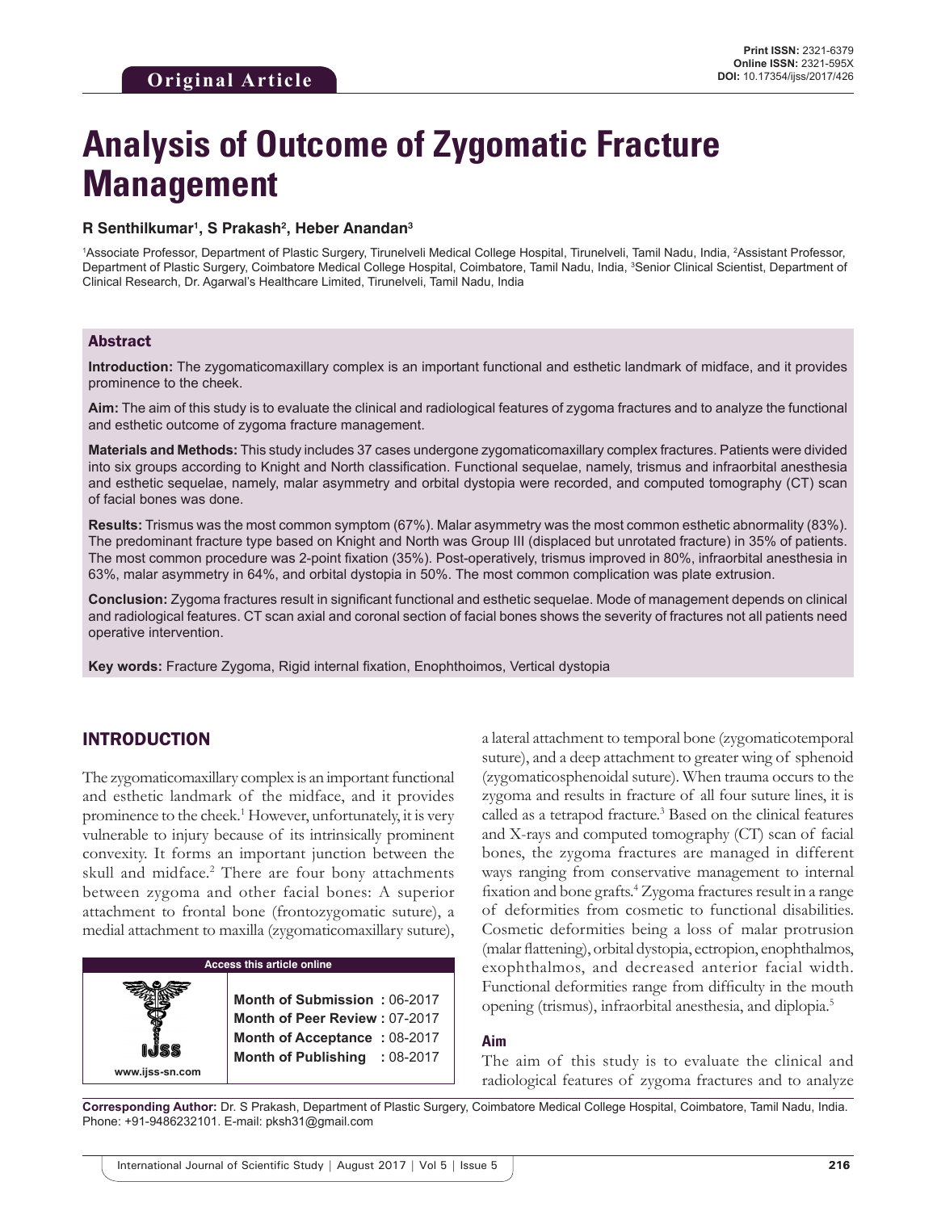Original Article

Print ISSN: 2321-6379
Online ISSN: 2321-595X
DOI: 10.17354/ijss/2017/426

# Analysis of Outcome of Zygomatic Fracture Management

**R Senthilkumar[1], S Prakash[2], Heber Anandan[3]**

[1]Associate Professor, Department of Plastic Surgery, Tirunelveli Medical College Hospital, Tirunelveli, Tamil Nadu, India, [2]Assistant Professor, Department of Plastic Surgery, Coimbatore Medical College Hospital, Coimbatore, Tamil Nadu, India, [3]Senior Clinical Scientist, Department of Clinical Research, Dr. Agarwal's Healthcare Limited, Tirunelveli, Tamil Nadu, India

## Abstract

**Introduction:** The zygomaticomaxillary complex is an important functional and esthetic landmark of midface, and it provides prominence to the cheek.

**Aim:** The aim of this study is to evaluate the clinical and radiological features of zygoma fractures and to analyze the functional and esthetic outcome of zygoma fracture management.

**Materials and Methods:** This study includes 37 cases undergone zygomaticomaxillary complex fractures. Patients were divided into six groups according to Knight and North classification. Functional sequelae, namely, trismus and infraorbital anesthesia and esthetic sequelae, namely, malar asymmetry and orbital dystopia were recorded, and computed tomography (CT) scan of facial bones was done.

**Results:** Trismus was the most common symptom (67%). Malar asymmetry was the most common esthetic abnormality (83%). The predominant fracture type based on Knight and North was Group III (displaced but unrotated fracture) in 35% of patients. The most common procedure was 2-point fixation (35%). Post-operatively, trismus improved in 80%, infraorbital anesthesia in 63%, malar asymmetry in 64%, and orbital dystopia in 50%. The most common complication was plate extrusion.

**Conclusion:** Zygoma fractures result in significant functional and esthetic sequelae. Mode of management depends on clinical and radiological features. CT scan axial and coronal section of facial bones shows the severity of fractures not all patients need operative intervention.

**Key words:** Fracture Zygoma, Rigid internal fixation, Enophthoimos, Vertical dystopia

## INTRODUCTION

The zygomaticomaxillary complex is an important functional and esthetic landmark of the midface, and it provides prominence to the cheek.[1] However, unfortunately, it is very vulnerable to injury because of its intrinsically prominent convexity. It forms an important junction between the skull and midface.[2] There are four bony attachments between zygoma and other facial bones: A superior attachment to frontal bone (frontozygomatic suture), a medial attachment to maxilla (zygomaticomaxillary suture), a lateral attachment to temporal bone (zygomaticotemporal suture), and a deep attachment to greater wing of sphenoid (zygomaticosphenoidal suture). When trauma occurs to the zygoma and results in fracture of all four suture lines, it is called as a tetrapod fracture.[3] Based on the clinical features and X-rays and computed tomography (CT) scan of facial bones, the zygoma fractures are managed in different ways ranging from conservative management to internal fixation and bone grafts.[4] Zygoma fractures result in a range of deformities from cosmetic to functional disabilities. Cosmetic deformities being a loss of malar protrusion (malar flattening), orbital dystopia, ectropion, enophthalmos, exophthalmos, and decreased anterior facial width. Functional deformities range from difficulty in the mouth opening (trismus), infraorbital anesthesia, and diplopia.[5]

| Access this article online | |
|---|---|
| www.ijss-sn.com | **Month of Submission** : 06-2017<br>**Month of Peer Review** : 07-2017<br>**Month of Acceptance** : 08-2017<br>**Month of Publishing** : 08-2017 |

### Aim

The aim of this study is to evaluate the clinical and radiological features of zygoma fractures and to analyze

**Corresponding Author:** Dr. S Prakash, Department of Plastic Surgery, Coimbatore Medical College Hospital, Coimbatore, Tamil Nadu, India. Phone: +91-9486232101. E-mail: pksh31@gmail.com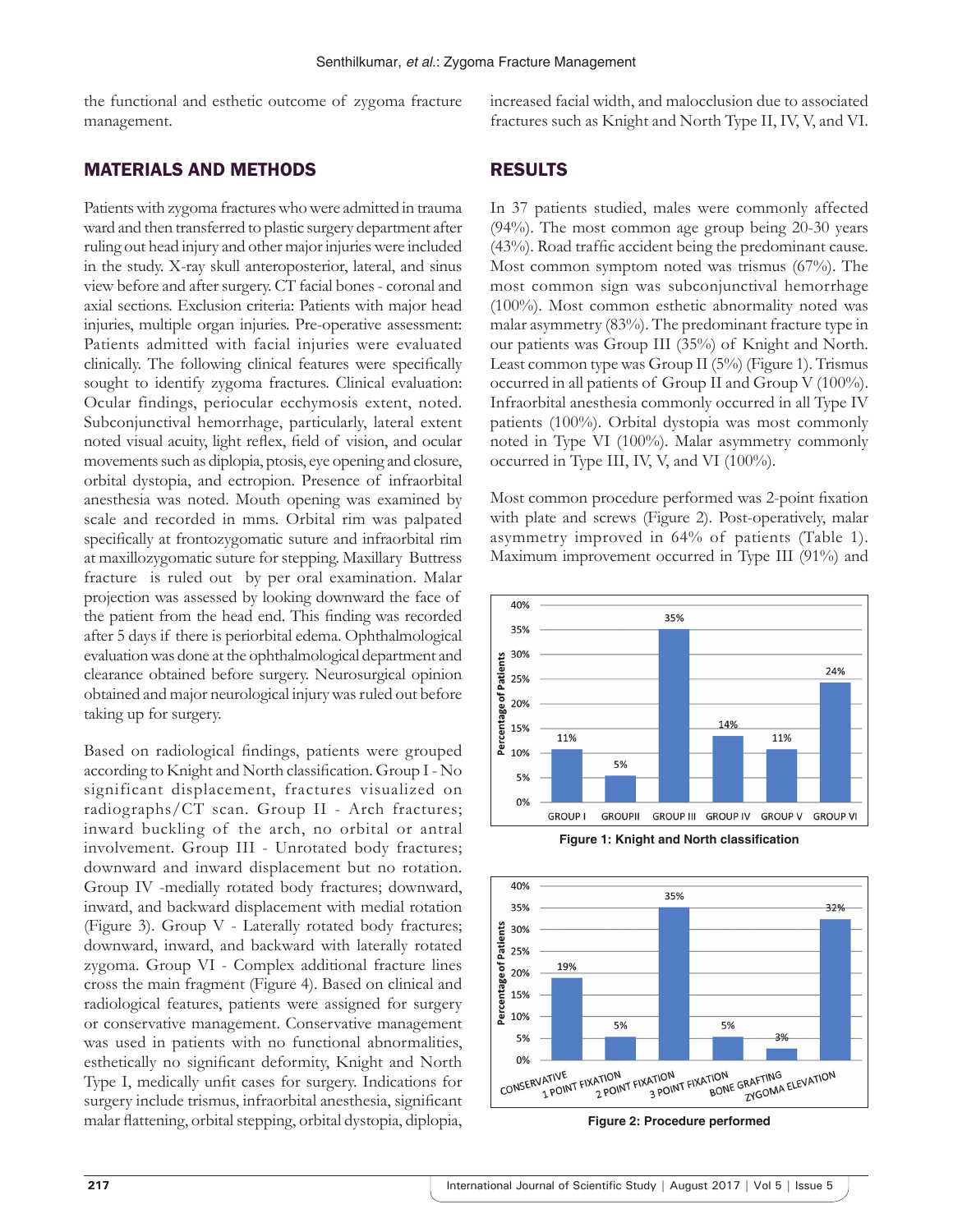the functional and esthetic outcome of zygoma fracture management.

## MATERIALS AND METHODS

Patients with zygoma fractures who were admitted in trauma ward and then transferred to plastic surgery department after ruling out head injury and other major injuries were included in the study. X-ray skull anteroposterior, lateral, and sinus view before and after surgery. CT facial bones - coronal and axial sections. Exclusion criteria: Patients with major head injuries, multiple organ injuries. Pre-operative assessment: Patients admitted with facial injuries were evaluated clinically. The following clinical features were specifically sought to identify zygoma fractures. Clinical evaluation: Ocular findings, periocular ecchymosis extent, noted. Subconjunctival hemorrhage, particularly, lateral extent noted visual acuity, light reflex, field of vision, and ocular movements such as diplopia, ptosis, eye opening and closure, orbital dystopia, and ectropion. Presence of infraorbital anesthesia was noted. Mouth opening was examined by scale and recorded in mms. Orbital rim was palpated specifically at frontozygomatic suture and infraorbital rim at maxillozygomatic suture for stepping. Maxillary Buttress fracture is ruled out by per oral examination. Malar projection was assessed by looking downward the face of the patient from the head end. This finding was recorded after 5 days if there is periorbital edema. Ophthalmological evaluation was done at the ophthalmological department and clearance obtained before surgery. Neurosurgical opinion obtained and major neurological injury was ruled out before taking up for surgery.

Based on radiological findings, patients were grouped according to Knight and North classification. Group I - No significant displacement, fractures visualized on radiographs/CT scan. Group II - Arch fractures; inward buckling of the arch, no orbital or antral involvement. Group III - Unrotated body fractures; downward and inward displacement but no rotation. Group IV -medially rotated body fractures; downward, inward, and backward displacement with medial rotation (Figure 3). Group V - Laterally rotated body fractures; downward, inward, and backward with laterally rotated zygoma. Group VI - Complex additional fracture lines cross the main fragment (Figure 4). Based on clinical and radiological features, patients were assigned for surgery or conservative management. Conservative management was used in patients with no functional abnormalities, esthetically no significant deformity, Knight and North Type I, medically unfit cases for surgery. Indications for surgery include trismus, infraorbital anesthesia, significant malar flattening, orbital stepping, orbital dystopia, diplopia, increased facial width, and malocclusion due to associated fractures such as Knight and North Type II, IV, V, and VI.

## RESULTS

In 37 patients studied, males were commonly affected (94%). The most common age group being 20-30 years (43%). Road traffic accident being the predominant cause. Most common symptom noted was trismus (67%). The most common sign was subconjunctival hemorrhage (100%). Most common esthetic abnormality noted was malar asymmetry (83%). The predominant fracture type in our patients was Group III (35%) of Knight and North. Least common type was Group II (5%) (Figure 1). Trismus occurred in all patients of Group II and Group V (100%). Infraorbital anesthesia commonly occurred in all Type IV patients (100%). Orbital dystopia was most commonly noted in Type VI (100%). Malar asymmetry commonly occurred in Type III, IV, V, and VI (100%).

Most common procedure performed was 2-point fixation with plate and screws (Figure 2). Post-operatively, malar asymmetry improved in 64% of patients (Table 1). Maximum improvement occurred in Type III (91%) and

| | GROUP I | GROUPII | GROUP III | GROUP IV | GROUP V | GROUP VI |
|---|---|---|---|---|---|---|
| Percentage of Patients | 11% | 5% | 35% | 14% | 11% | 24% |

**Figure 1: Knight and North classification**

| | CONSERVATIVE | 1 POINT FIXATION | 2 POINT FIXATION | 3 POINT FIXATION | BONE GRAFTING | ZYGOMA ELEVATION |
|---|---|---|---|---|---|---|
| Percentageof Patients | 19% | 5% | 35% | 5% | 3% | 32% |

**Figure 2: Procedure performed**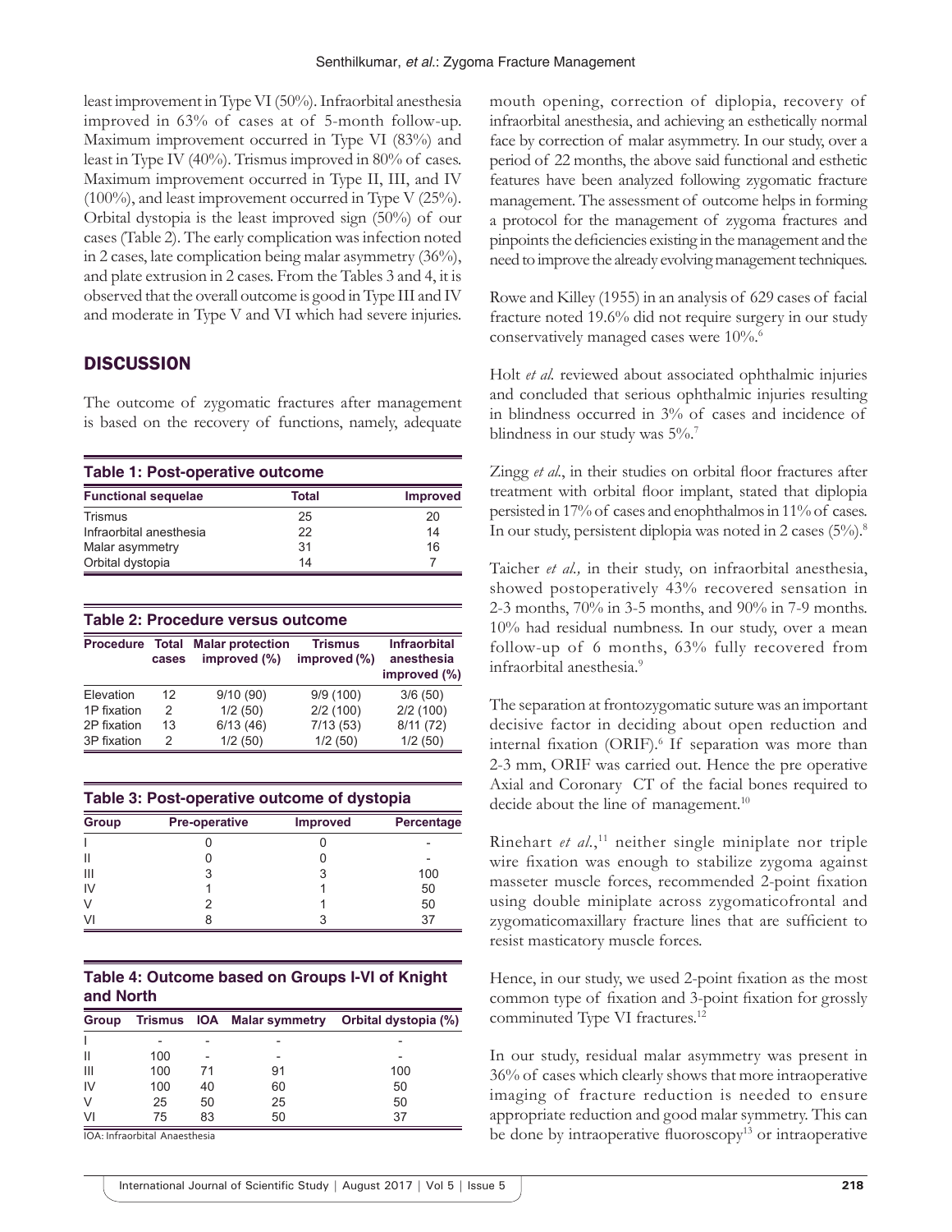least improvement in Type VI (50%). Infraorbital anesthesia improved in 63% of cases at of 5-month follow-up. Maximum improvement occurred in Type VI (83%) and least in Type IV (40%). Trismus improved in 80% of cases. Maximum improvement occurred in Type II, III, and IV (100%), and least improvement occurred in Type V (25%). Orbital dystopia is the least improved sign (50%) of our cases (Table 2). The early complication was infection noted in 2 cases, late complication being malar asymmetry (36%), and plate extrusion in 2 cases. From the Tables 3 and 4, it is observed that the overall outcome is good in Type III and IV and moderate in Type V and VI which had severe injuries.

## DISCUSSION

The outcome of zygomatic fractures after management is based on the recovery of functions, namely, adequate mouth opening, correction of diplopia, recovery of infraorbital anesthesia, and achieving an esthetically normal face by correction of malar asymmetry. In our study, over a period of 22 months, the above said functional and esthetic features have been analyzed following zygomatic fracture management. The assessment of outcome helps in forming a protocol for the management of zygoma fractures and pinpoints the deficiencies existing in the management and the need to improve the already evolving management techniques.

**Table 1: Post-operative outcome**

| Functional sequelae | Total | Improved |
|---|---|---|
| Trismus | 25 | 20 |
| Infraorbital anesthesia | 22 | 14 |
| Malar asymmetry | 31 | 16 |
| Orbital dystopia | 14 | 7 |

**Table 2: Procedure versus outcome**

| Procedure | Total cases | Malar protection improved (%) | Trismus improved (%) | Infraorbital anesthesia improved (%) |
|---|---|---|---|---|
| Elevation | 12 | 9/10 (90) | 9/9 (100) | 3/6 (50) |
| 1P fixation | 2 | 1/2 (50) | 2/2 (100) | 2/2 (100) |
| 2P fixation | 13 | 6/13 (46) | 7/13 (53) | 8/11 (72) |
| 3P fixation | 2 | 1/2 (50) | 1/2 (50) | 1/2 (50) |

**Table 3: Post-operative outcome of dystopia**

| Group | Pre-operative | Improved | Percentage |
|---|---|---|---|
| I | 0 | 0 | - |
| II | 0 | 0 | - |
| III | 3 | 3 | 100 |
| IV | 1 | 1 | 50 |
| V | 2 | 1 | 50 |
| VI | 8 | 3 | 37 |

**Table 4: Outcome based on Groups I-VI of Knight and North**

| Group | Trismus | IOA | Malar symmetry | Orbital dystopia (%) |
|---|---|---|---|---|
| I | - | - | - | - |
| II | 100 | - | - | - |
| III | 100 | 71 | 91 | 100 |
| IV | 100 | 40 | 60 | 50 |
| V | 25 | 50 | 25 | 50 |
| VI | 75 | 83 | 50 | 37 |

IOA: Infraorbital Anaesthesia

Rowe and Killey (1955) in an analysis of 629 cases of facial fracture noted 19.6% did not require surgery in our study conservatively managed cases were 10%.[6]

Holt *et al.* reviewed about associated ophthalmic injuries and concluded that serious ophthalmic injuries resulting in blindness occurred in 3% of cases and incidence of blindness in our study was 5%.[7]

Zingg *et al.*, in their studies on orbital floor fractures after treatment with orbital floor implant, stated that diplopia persisted in 17% of cases and enophthalmos in 11% of cases. In our study, persistent diplopia was noted in 2 cases (5%).[8]

Taicher *et al.,* in their study, on infraorbital anesthesia, showed postoperatively 43% recovered sensation in 2-3 months, 70% in 3-5 months, and 90% in 7-9 months. 10% had residual numbness. In our study, over a mean follow-up of 6 months, 63% fully recovered from infraorbital anesthesia.[9]

The separation at frontozygomatic suture was an important decisive factor in deciding about open reduction and internal fixation (ORIF).[6] If separation was more than 2-3 mm, ORIF was carried out. Hence the pre operative Axial and Coronary CT of the facial bones required to decide about the line of management.[10]

Rinehart *et al.*,[11] neither single miniplate nor triple wire fixation was enough to stabilize zygoma against masseter muscle forces, recommended 2-point fixation using double miniplate across zygomaticofrontal and zygomaticomaxillary fracture lines that are sufficient to resist masticatory muscle forces.

Hence, in our study, we used 2-point fixation as the most common type of fixation and 3-point fixation for grossly comminuted Type VI fractures.[12]

In our study, residual malar asymmetry was present in 36% of cases which clearly shows that more intraoperative imaging of fracture reduction is needed to ensure appropriate reduction and good malar symmetry. This can be done by intraoperative fluoroscopy[13] or intraoperative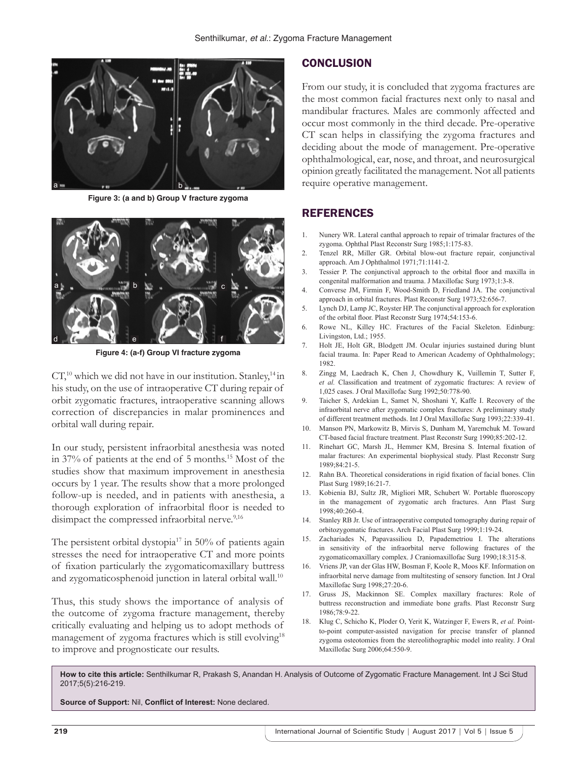Figure 3: (a and b) Group V fracture zygoma

Figure 4: (a-f) Group VI fracture zygoma

CT,[10] which we did not have in our institution. Stanley,[14] in his study, on the use of intraoperative CT during repair of orbit zygomatic fractures, intraoperative scanning allows correction of discrepancies in malar prominences and orbital wall during repair.

In our study, persistent infraorbital anesthesia was noted in 37% of patients at the end of 5 months.[15] Most of the studies show that maximum improvement in anesthesia occurs by 1 year. The results show that a more prolonged follow-up is needed, and in patients with anesthesia, a thorough exploration of infraorbital floor is needed to disimpact the compressed infraorbital nerve.[9,16]

The persistent orbital dystopia[17] in 50% of patients again stresses the need for intraoperative CT and more points of fixation particularly the zygomaticomaxillary buttress and zygomaticosphenoid junction in lateral orbital wall.[10]

Thus, this study shows the importance of analysis of the outcome of zygoma fracture management, thereby critically evaluating and helping us to adopt methods of management of zygoma fractures which is still evolving[18] to improve and prognosticate our results.

## CONCLUSION

From our study, it is concluded that zygoma fractures are the most common facial fractures next only to nasal and mandibular fractures. Males are commonly affected and occur most commonly in the third decade. Pre-operative CT scan helps in classifying the zygoma fractures and deciding about the mode of management. Pre-operative ophthalmological, ear, nose, and throat, and neurosurgical opinion greatly facilitated the management. Not all patients require operative management.

## REFERENCES

1. Nunery WR. Lateral canthal approach to repair of trimalar fractures of the zygoma. Ophthal Plast Reconstr Surg 1985;1:175-83.
2. Tenzel RR, Miller GR. Orbital blow-out fracture repair, conjunctival approach. Am J Ophthalmol 1971;71:1141-2.
3. Tessier P. The conjunctival approach to the orbital floor and maxilla in congenital malformation and trauma. J Maxillofac Surg 1973;1:3-8.
4. Converse JM, Firmin F, Wood-Smith D, Friedland JA. The conjunctival approach in orbital fractures. Plast Reconstr Surg 1973;52:656-7.
5. Lynch DJ, Lamp JC, Royster HP. The conjunctival approach for exploration of the orbital floor. Plast Reconstr Surg 1974;54:153-6.
6. Rowe NL, Killey HC. Fractures of the Facial Skeleton. Edinburg: Livingston, Ltd.; 1955.
7. Holt JE, Holt GR, Blodgett JM. Ocular injuries sustained during blunt facial trauma. In: Paper Read to American Academy of Ophthalmology; 1982.
8. Zingg M, Laedrach K, Chen J, Chowdhury K, Vuillemin T, Sutter F, *et al.* Classification and treatment of zygomatic fractures: A review of 1,025 cases. J Oral Maxillofac Surg 1992;50:778-90.
9. Taicher S, Ardekian L, Samet N, Shoshani Y, Kaffe I. Recovery of the infraorbital nerve after zygomatic complex fractures: A preliminary study of different treatment methods. Int J Oral Maxillofac Surg 1993;22:339-41.
10. Manson PN, Markowitz B, Mirvis S, Dunham M, Yaremchuk M. Toward CT-based facial fracture treatment. Plast Reconstr Surg 1990;85:202-12.
11. Rinehart GC, Marsh JL, Hemmer KM, Bresina S. Internal fixation of malar fractures: An experimental biophysical study. Plast Reconstr Surg 1989;84:21-5.
12. Rahn BA. Theoretical considerations in rigid fixation of facial bones. Clin Plast Surg 1989;16:21-7.
13. Kobienia BJ, Sultz JR, Migliori MR, Schubert W. Portable fluoroscopy in the management of zygomatic arch fractures. Ann Plast Surg 1998;40:260-4.
14. Stanley RB Jr. Use of intraoperative computed tomography during repair of orbitozygomatic fractures. Arch Facial Plast Surg 1999;1:19-24.
15. Zachariades N, Papavassiliou D, Papademetriou I. The alterations in sensitivity of the infraorbital nerve following fractures of the zygomaticomaxillary complex. J Craniomaxillofac Surg 1990;18:315-8.
16. Vriens JP, van der Glas HW, Bosman F, Koole R, Moos KF. Information on infraorbital nerve damage from multitesting of sensory function. Int J Oral Maxillofac Surg 1998;27:20-6.
17. Gruss JS, Mackinnon SE. Complex maxillary fractures: Role of buttress reconstruction and immediate bone grafts. Plast Reconstr Surg 1986;78:9-22.
18. Klug C, Schicho K, Ploder O, Yerit K, Watzinger F, Ewers R, *et al.* Point-to-point computer-assisted navigation for precise transfer of planned zygoma osteotomies from the stereolithographic model into reality. J Oral Maxillofac Surg 2006;64:550-9.

**How to cite this article:** Senthilkumar R, Prakash S, Anandan H. Analysis of Outcome of Zygomatic Fracture Management. Int J Sci Stud 2017;5(5):216-219.

**Source of Support:** Nil, **Conflict of Interest:** None declared.